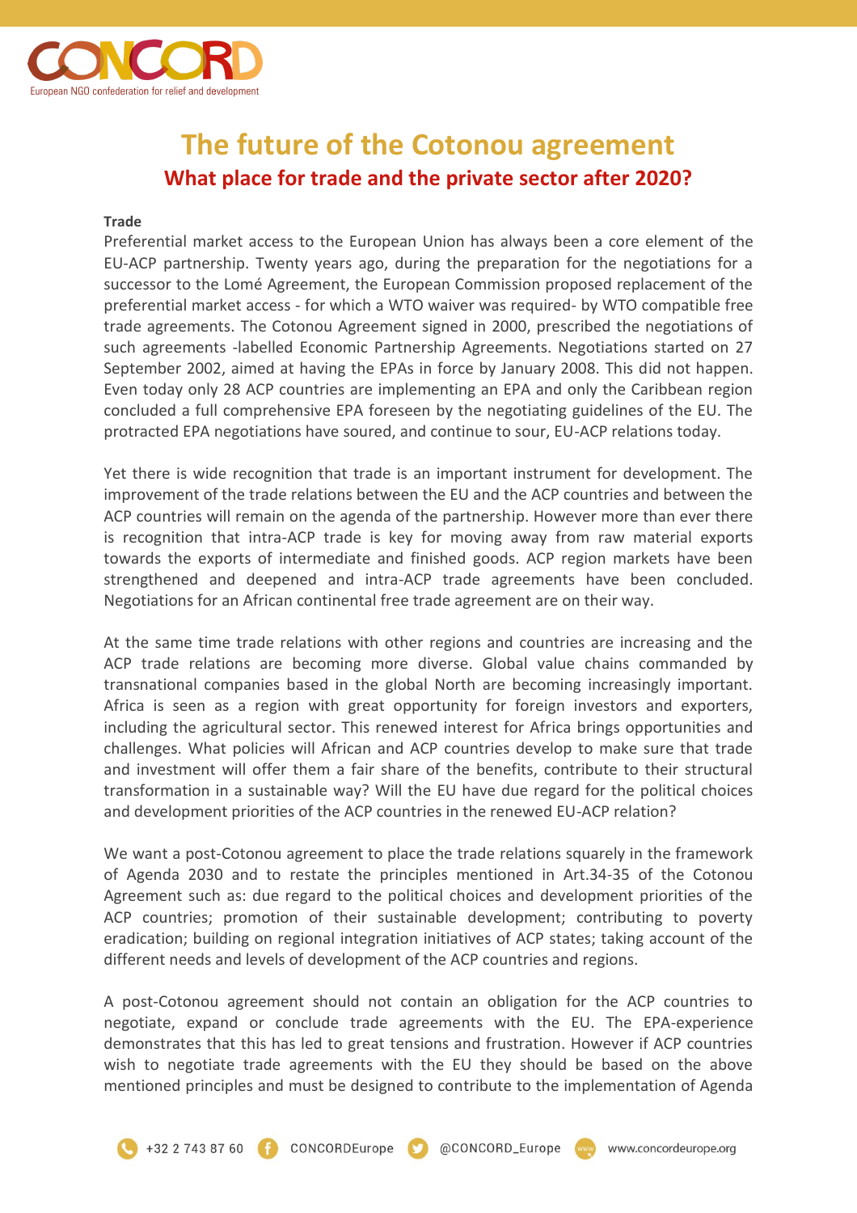# The future of the Cotonou agreement

## What place for trade and the private sector after 2020?

**Trade**

Preferential market access to the European Union has always been a core element of the EU-ACP partnership. Twenty years ago, during the preparation for the negotiations for a successor to the Lomé Agreement, the European Commission proposed replacement of the preferential market access - for which a WTO waiver was required- by WTO compatible free trade agreements. The Cotonou Agreement signed in 2000, prescribed the negotiations of such agreements -labelled Economic Partnership Agreements. Negotiations started on 27 September 2002, aimed at having the EPAs in force by January 2008. This did not happen. Even today only 28 ACP countries are implementing an EPA and only the Caribbean region concluded a full comprehensive EPA foreseen by the negotiating guidelines of the EU. The protracted EPA negotiations have soured, and continue to sour, EU-ACP relations today.

Yet there is wide recognition that trade is an important instrument for development. The improvement of the trade relations between the EU and the ACP countries and between the ACP countries will remain on the agenda of the partnership. However more than ever there is recognition that intra-ACP trade is key for moving away from raw material exports towards the exports of intermediate and finished goods. ACP region markets have been strengthened and deepened and intra-ACP trade agreements have been concluded. Negotiations for an African continental free trade agreement are on their way.

At the same time trade relations with other regions and countries are increasing and the ACP trade relations are becoming more diverse. Global value chains commanded by transnational companies based in the global North are becoming increasingly important. Africa is seen as a region with great opportunity for foreign investors and exporters, including the agricultural sector. This renewed interest for Africa brings opportunities and challenges. What policies will African and ACP countries develop to make sure that trade and investment will offer them a fair share of the benefits, contribute to their structural transformation in a sustainable way? Will the EU have due regard for the political choices and development priorities of the ACP countries in the renewed EU-ACP relation?

We want a post-Cotonou agreement to place the trade relations squarely in the framework of Agenda 2030 and to restate the principles mentioned in Art.34-35 of the Cotonou Agreement such as: due regard to the political choices and development priorities of the ACP countries; promotion of their sustainable development; contributing to poverty eradication; building on regional integration initiatives of ACP states; taking account of the different needs and levels of development of the ACP countries and regions.

A post-Cotonou agreement should not contain an obligation for the ACP countries to negotiate, expand or conclude trade agreements with the EU. The EPA-experience demonstrates that this has led to great tensions and frustration. However if ACP countries wish to negotiate trade agreements with the EU they should be based on the above mentioned principles and must be designed to contribute to the implementation of Agenda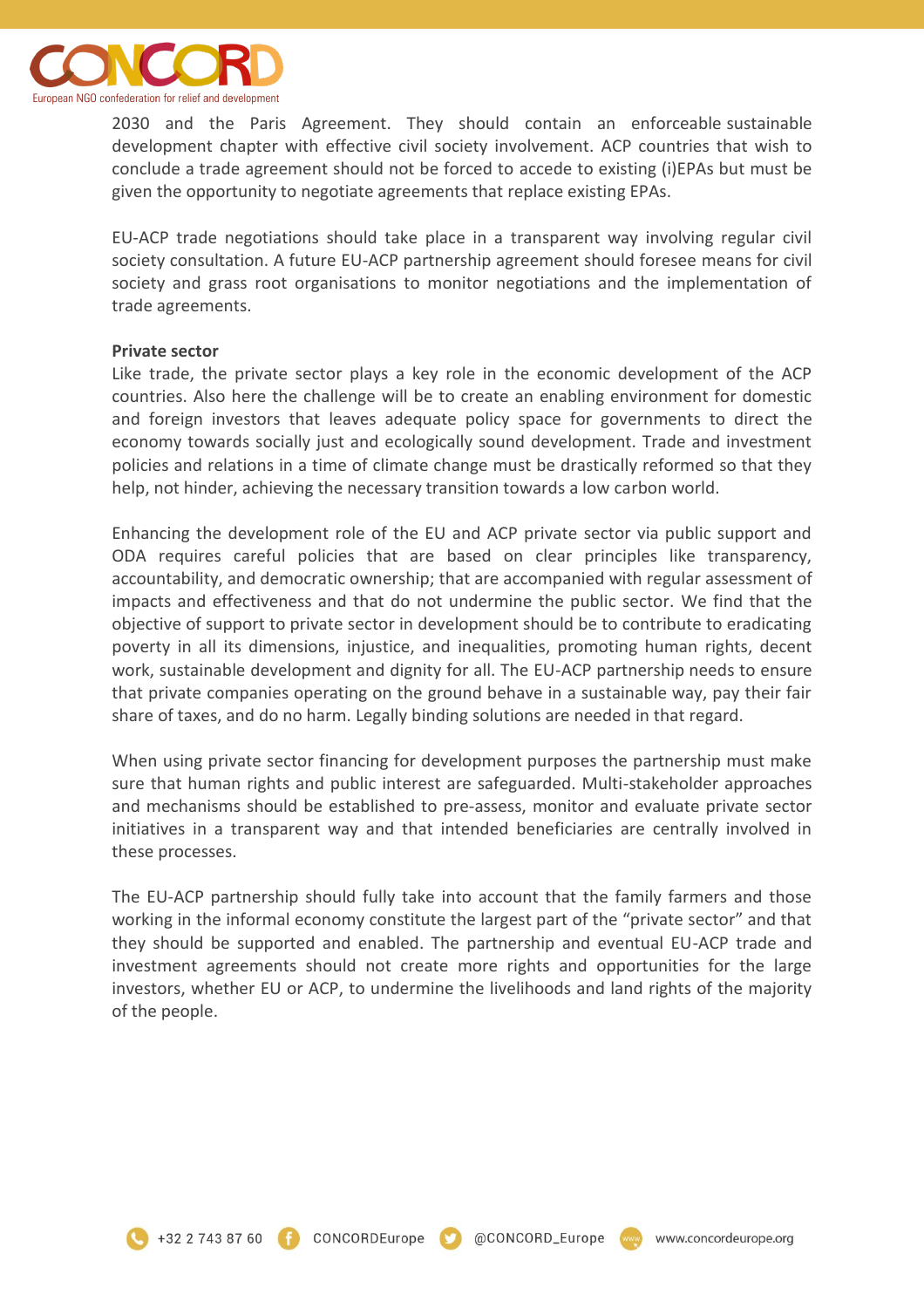2030 and the Paris Agreement. They should contain an enforceable sustainable development chapter with effective civil society involvement. ACP countries that wish to conclude a trade agreement should not be forced to accede to existing (i)EPAs but must be given the opportunity to negotiate agreements that replace existing EPAs.

EU-ACP trade negotiations should take place in a transparent way involving regular civil society consultation. A future EU-ACP partnership agreement should foresee means for civil society and grass root organisations to monitor negotiations and the implementation of trade agreements.

**Private sector**

Like trade, the private sector plays a key role in the economic development of the ACP countries. Also here the challenge will be to create an enabling environment for domestic and foreign investors that leaves adequate policy space for governments to direct the economy towards socially just and ecologically sound development. Trade and investment policies and relations in a time of climate change must be drastically reformed so that they help, not hinder, achieving the necessary transition towards a low carbon world.

Enhancing the development role of the EU and ACP private sector via public support and ODA requires careful policies that are based on clear principles like transparency, accountability, and democratic ownership; that are accompanied with regular assessment of impacts and effectiveness and that do not undermine the public sector. We find that the objective of support to private sector in development should be to contribute to eradicating poverty in all its dimensions, injustice, and inequalities, promoting human rights, decent work, sustainable development and dignity for all. The EU-ACP partnership needs to ensure that private companies operating on the ground behave in a sustainable way, pay their fair share of taxes, and do no harm. Legally binding solutions are needed in that regard.

When using private sector financing for development purposes the partnership must make sure that human rights and public interest are safeguarded. Multi-stakeholder approaches and mechanisms should be established to pre-assess, monitor and evaluate private sector initiatives in a transparent way and that intended beneficiaries are centrally involved in these processes.

The EU-ACP partnership should fully take into account that the family farmers and those working in the informal economy constitute the largest part of the "private sector" and that they should be supported and enabled. The partnership and eventual EU-ACP trade and investment agreements should not create more rights and opportunities for the large investors, whether EU or ACP, to undermine the livelihoods and land rights of the majority of the people.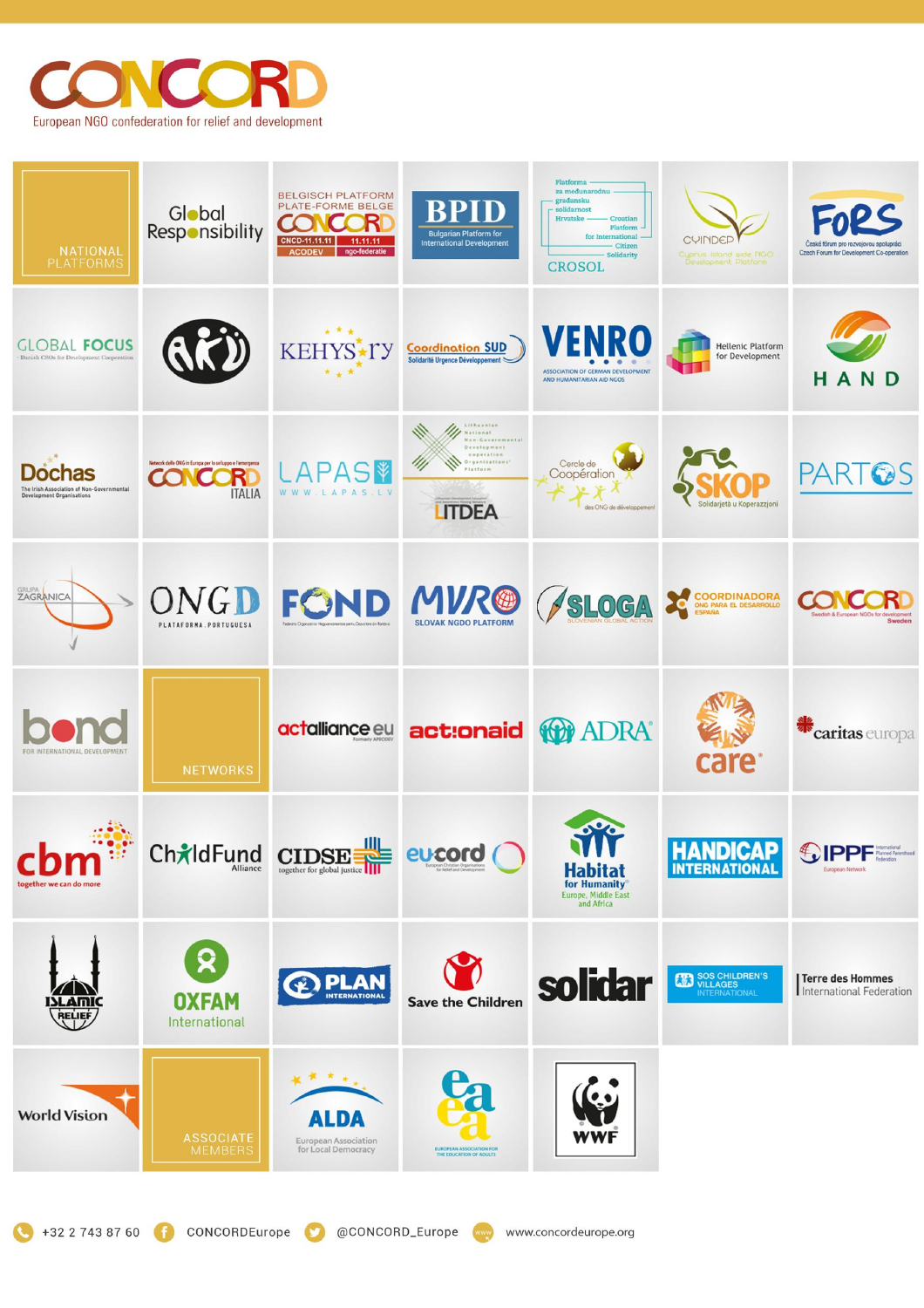# CONCORD

European NGO confederation for relief and development

## NATIONAL PLATFORMS

- Global Responsibility
- Belgisch Platform / Plate-forme Belge CONCORD – CNCD-11.11.11 – 11.11.11 – ACODEV – ngo-federatie
- BPID – Bulgarian Platform for International Development
- CROSOL – Platforma za međunarodnu građansku solidarnost Hrvatske – Croatian Platform for International Citizen Solidarity
- CYINDEP – Cyprus Island-wide NGO Development Platform
- FoRS – České fórum pro rozvojovou spolupráci – Czech Forum for Development Co-operation
- GLOBAL FOCUS – Danish CSOs for Development Cooperation
- AKÜ
- KEHYS ry
- Coordination SUD – Solidarité Urgence Développement
- VENRO – Association of German Development and Humanitarian Aid NGOs
- Hellenic Platform for Development
- HAND
- Dóchas – The Irish Association of Non-Governmental Development Organisations
- CONCORD ITALIA – Network delle ONG in Europa per lo sviluppo e l'emergenza
- LAPAS – www.lapas.lv
- LITDEA – Lithuanian National Non-Governmental Development Cooperation Organisations' Platform
- Cercle de Coopération des ONG de développement
- SKOP – Solidarjetà u Koperazzjoni
- PARTOS
- Grupa Zagranica
- ONGD – Plataforma Portuguesa
- FOND
- MVRO – Slovak NGDO Platform
- SLOGA – Slovenian Global Action
- Coordinadora ONG para el Desarrollo España
- CONCORD Sweden – Swedish & European NGOs for development
- bond – For International Development

## NETWORKS

- actalliance eu – Formerly APRODEV
- act:onaid
- ADRA
- care
- caritas europa
- cbm – together we can do more
- ChildFund Alliance
- CIDSE – together for global justice
- eucord – European Christian Organisations for Relief and Development
- Habitat for Humanity – Europe, Middle East and Africa
- HANDICAP INTERNATIONAL
- IPPF – International Planned Parenthood Federation – European Network
- Islamic Relief
- OXFAM International
- PLAN INTERNATIONAL
- Save the Children
- solidar
- SOS Children's Villages International
- Terre des Hommes International Federation
- World Vision

## ASSOCIATE MEMBERS

- ALDA – European Association for Local Democracy
- eaea – European Association for the Education of Adults
- WWF

+32 2 743 87 60 | CONCORDEurope | @CONCORD_Europe | www.concordeurope.org